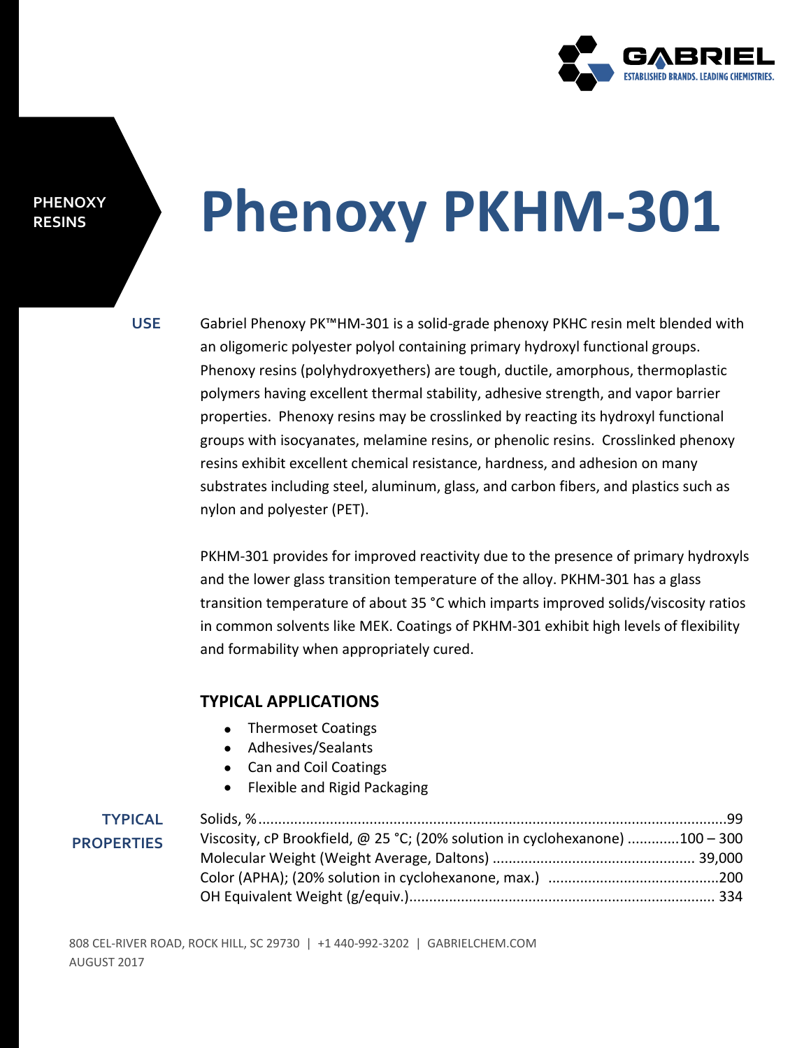PHENOXY RESINS

# Phenoxy PKHM-301

## USE

Gabriel Phenoxy PK™HM-301 is a solid-grade phenoxy PKHC resin melt blended with an oligomeric polyester polyol containing primary hydroxyl functional groups. Phenoxy resins (polyhydroxyethers) are tough, ductile, amorphous, thermoplastic polymers having excellent thermal stability, adhesive strength, and vapor barrier properties. Phenoxy resins may be crosslinked by reacting its hydroxyl functional groups with isocyanates, melamine resins, or phenolic resins. Crosslinked phenoxy resins exhibit excellent chemical resistance, hardness, and adhesion on many substrates including steel, aluminum, glass, and carbon fibers, and plastics such as nylon and polyester (PET).

PKHM-301 provides for improved reactivity due to the presence of primary hydroxyls and the lower glass transition temperature of the alloy. PKHM-301 has a glass transition temperature of about 35 °C which imparts improved solids/viscosity ratios in common solvents like MEK. Coatings of PKHM-301 exhibit high levels of flexibility and formability when appropriately cured.

### TYPICAL APPLICATIONS

- Thermoset Coatings
- Adhesives/Sealants
- Can and Coil Coatings
- Flexible and Rigid Packaging

## TYPICAL PROPERTIES

| Property | Value |
|---|---|
| Solids, % | 99 |
| Viscosity, cP Brookfield, @ 25 °C; (20% solution in cyclohexanone) | 100 – 300 |
| Molecular Weight (Weight Average, Daltons) | 39,000 |
| Color (APHA); (20% solution in cyclohexanone, max.) | 200 |
| OH Equivalent Weight (g/equiv.) | 334 |

808 CEL-RIVER ROAD, ROCK HILL, SC 29730 | +1 440-992-3202 | GABRIELCHEM.COM
AUGUST 2017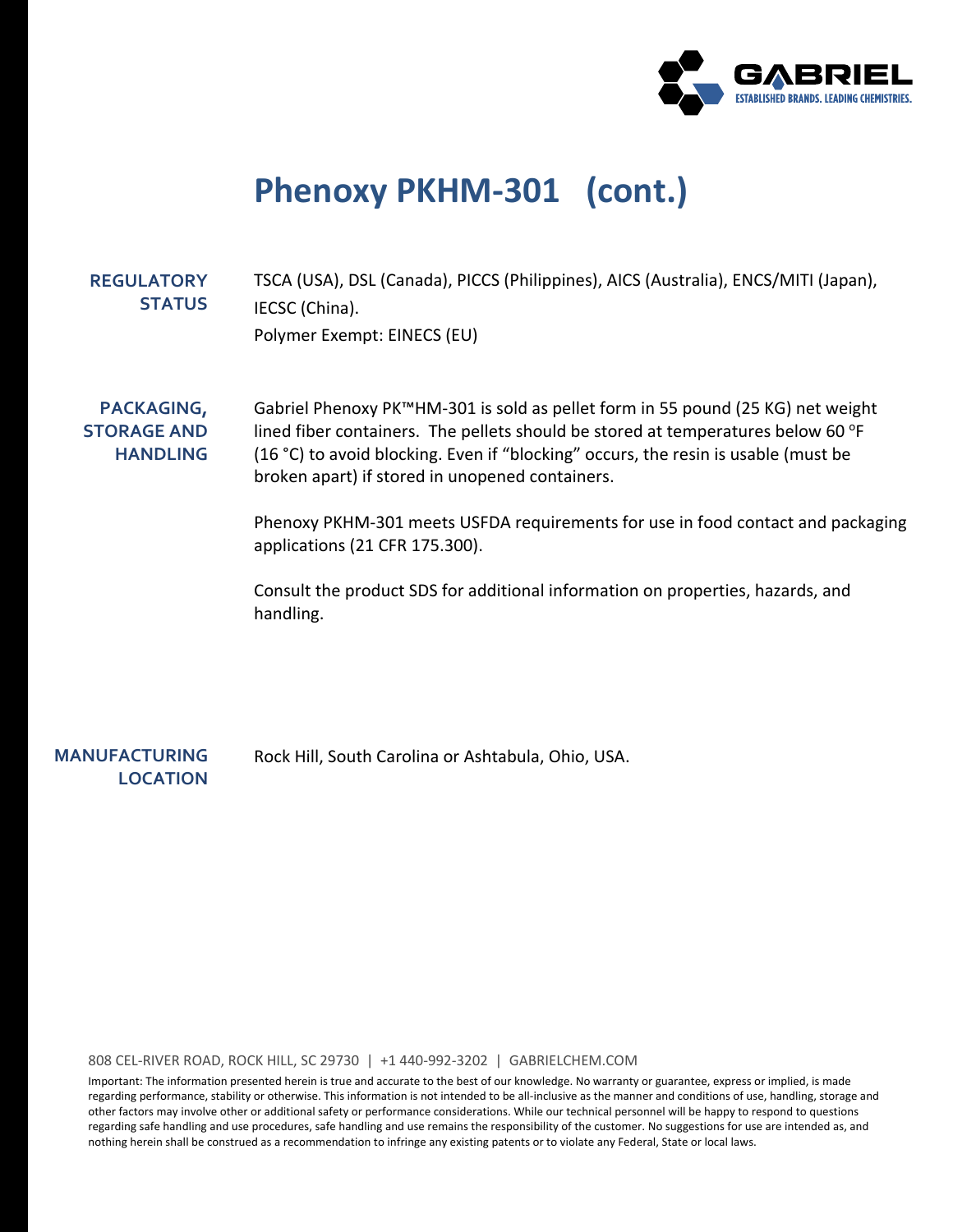# Phenoxy PKHM-301 (cont.)

## REGULATORY STATUS

TSCA (USA), DSL (Canada), PICCS (Philippines), AICS (Australia), ENCS/MITI (Japan), IECSC (China).
Polymer Exempt: EINECS (EU)

## PACKAGING, STORAGE AND HANDLING

Gabriel Phenoxy PK™HM-301 is sold as pellet form in 55 pound (25 KG) net weight lined fiber containers. The pellets should be stored at temperatures below 60 °F (16 °C) to avoid blocking. Even if "blocking" occurs, the resin is usable (must be broken apart) if stored in unopened containers.

Phenoxy PKHM-301 meets USFDA requirements for use in food contact and packaging applications (21 CFR 175.300).

Consult the product SDS for additional information on properties, hazards, and handling.

## MANUFACTURING LOCATION

Rock Hill, South Carolina or Ashtabula, Ohio, USA.

808 CEL-RIVER ROAD, ROCK HILL, SC 29730 | +1 440-992-3202 | GABRIELCHEM.COM

Important: The information presented herein is true and accurate to the best of our knowledge. No warranty or guarantee, express or implied, is made regarding performance, stability or otherwise. This information is not intended to be all-inclusive as the manner and conditions of use, handling, storage and other factors may involve other or additional safety or performance considerations. While our technical personnel will be happy to respond to questions regarding safe handling and use procedures, safe handling and use remains the responsibility of the customer. No suggestions for use are intended as, and nothing herein shall be construed as a recommendation to infringe any existing patents or to violate any Federal, State or local laws.